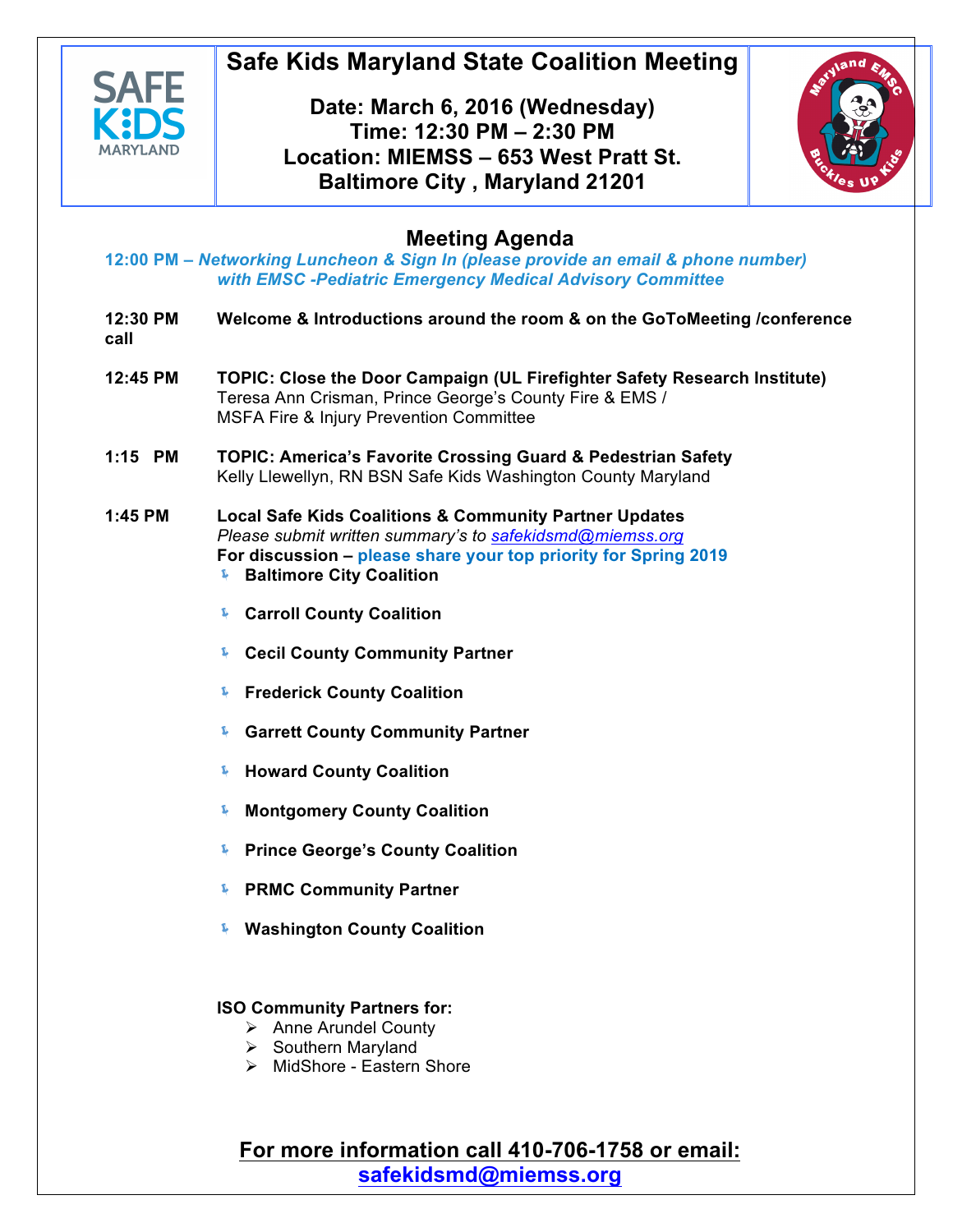# Safe Kids Maryland State Coalition Meeting

**Date: March 6, 2016 (Wednesday)**
**Time: 12:30 PM – 2:30 PM**
**Location: MIEMSS – 653 West Pratt St.**
**Baltimore City , Maryland 21201**

## Meeting Agenda

***12:00 PM – Networking Luncheon & Sign In (please provide an email & phone number) with EMSC -Pediatric Emergency Medical Advisory Committee***

**12:30 PM call** — **Welcome & Introductions around the room & on the GoToMeeting /conference**

**12:45 PM** — **TOPIC: Close the Door Campaign (UL Firefighter Safety Research Institute)**
Teresa Ann Crisman, Prince George's County Fire & EMS / MSFA Fire & Injury Prevention Committee

**1:15 PM** — **TOPIC: America's Favorite Crossing Guard & Pedestrian Safety**
Kelly Llewellyn, RN BSN Safe Kids Washington County Maryland

**1:45 PM** — **Local Safe Kids Coalitions & Community Partner Updates**
*Please submit written summary's to safekidsmd@miemss.org*
**For discussion – please share your top priority for Spring 2019**

- **Baltimore City Coalition**
- **Carroll County Coalition**
- **Cecil County Community Partner**
- **Frederick County Coalition**
- **Garrett County Community Partner**
- **Howard County Coalition**
- **Montgomery County Coalition**
- **Prince George's County Coalition**
- **PRMC Community Partner**
- **Washington County Coalition**

**ISO Community Partners for:**

- Anne Arundel County
- Southern Maryland
- MidShore - Eastern Shore

**For more information call 410-706-1758 or email: safekidsmd@miemss.org**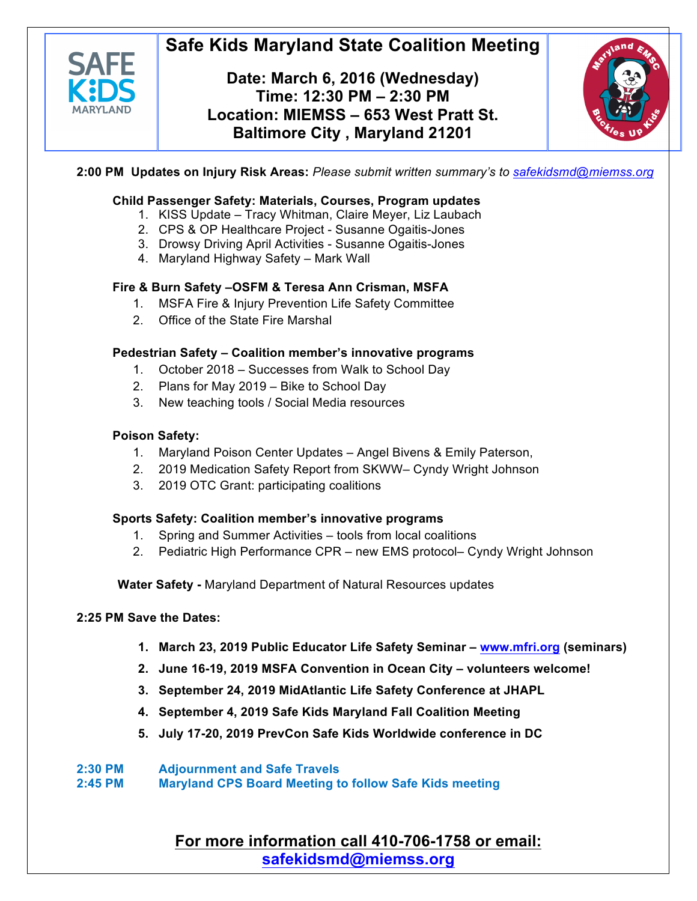# Safe Kids Maryland State Coalition Meeting

**Date: March 6, 2016 (Wednesday)**
**Time: 12:30 PM – 2:30 PM**
**Location: MIEMSS – 653 West Pratt St.**
**Baltimore City , Maryland 21201**

**2:00 PM Updates on Injury Risk Areas:** *Please submit written summary's to safekidsmd@miemss.org*

**Child Passenger Safety: Materials, Courses, Program updates**

1. KISS Update – Tracy Whitman, Claire Meyer, Liz Laubach
2. CPS & OP Healthcare Project - Susanne Ogaitis-Jones
3. Drowsy Driving April Activities - Susanne Ogaitis-Jones
4. Maryland Highway Safety – Mark Wall

**Fire & Burn Safety –OSFM & Teresa Ann Crisman, MSFA**

1. MSFA Fire & Injury Prevention Life Safety Committee
2. Office of the State Fire Marshal

**Pedestrian Safety – Coalition member's innovative programs**

1. October 2018 – Successes from Walk to School Day
2. Plans for May 2019 – Bike to School Day
3. New teaching tools / Social Media resources

**Poison Safety:**

1. Maryland Poison Center Updates – Angel Bivens & Emily Paterson,
2. 2019 Medication Safety Report from SKWW– Cyndy Wright Johnson
3. 2019 OTC Grant: participating coalitions

**Sports Safety: Coalition member's innovative programs**

1. Spring and Summer Activities – tools from local coalitions
2. Pediatric High Performance CPR – new EMS protocol– Cyndy Wright Johnson

**Water Safety -** Maryland Department of Natural Resources updates

**2:25 PM Save the Dates:**

1. **March 23, 2019 Public Educator Life Safety Seminar – www.mfri.org (seminars)**
2. **June 16-19, 2019 MSFA Convention in Ocean City – volunteers welcome!**
3. **September 24, 2019 MidAtlantic Life Safety Conference at JHAPL**
4. **September 4, 2019 Safe Kids Maryland Fall Coalition Meeting**
5. **July 17-20, 2019 PrevCon Safe Kids Worldwide conference in DC**

**2:30 PM Adjournment and Safe Travels**
**2:45 PM Maryland CPS Board Meeting to follow Safe Kids meeting**

**For more information call 410-706-1758 or email: safekidsmd@miemss.org**